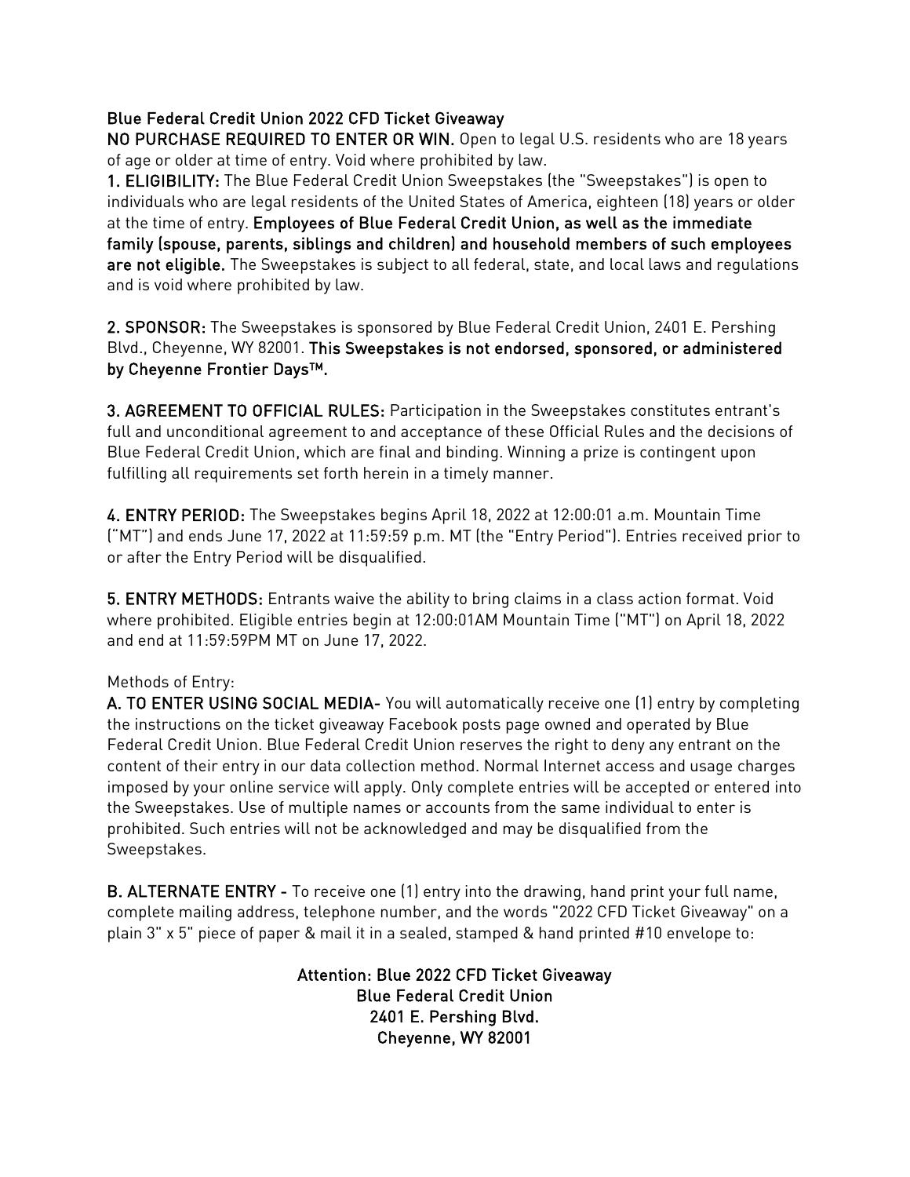**Blue Federal Credit Union 2022 CFD Ticket Giveaway**

**NO PURCHASE REQUIRED TO ENTER OR WIN.** Open to legal U.S. residents who are 18 years of age or older at time of entry. Void where prohibited by law.

**1. ELIGIBILITY:** The Blue Federal Credit Union Sweepstakes (the "Sweepstakes") is open to individuals who are legal residents of the United States of America, eighteen (18) years or older at the time of entry. **Employees of Blue Federal Credit Union, as well as the immediate family (spouse, parents, siblings and children) and household members of such employees are not eligible.** The Sweepstakes is subject to all federal, state, and local laws and regulations and is void where prohibited by law.

**2. SPONSOR:** The Sweepstakes is sponsored by Blue Federal Credit Union, 2401 E. Pershing Blvd., Cheyenne, WY 82001. **This Sweepstakes is not endorsed, sponsored, or administered by Cheyenne Frontier Days™.**

**3. AGREEMENT TO OFFICIAL RULES:** Participation in the Sweepstakes constitutes entrant's full and unconditional agreement to and acceptance of these Official Rules and the decisions of Blue Federal Credit Union, which are final and binding. Winning a prize is contingent upon fulfilling all requirements set forth herein in a timely manner.

**4. ENTRY PERIOD:** The Sweepstakes begins April 18, 2022 at 12:00:01 a.m. Mountain Time ("MT") and ends June 17, 2022 at 11:59:59 p.m. MT (the "Entry Period"). Entries received prior to or after the Entry Period will be disqualified.

**5. ENTRY METHODS:** Entrants waive the ability to bring claims in a class action format. Void where prohibited. Eligible entries begin at 12:00:01AM Mountain Time ("MT") on April 18, 2022 and end at 11:59:59PM MT on June 17, 2022.

Methods of Entry:

**A. TO ENTER USING SOCIAL MEDIA-** You will automatically receive one (1) entry by completing the instructions on the ticket giveaway Facebook posts page owned and operated by Blue Federal Credit Union. Blue Federal Credit Union reserves the right to deny any entrant on the content of their entry in our data collection method. Normal Internet access and usage charges imposed by your online service will apply. Only complete entries will be accepted or entered into the Sweepstakes. Use of multiple names or accounts from the same individual to enter is prohibited. Such entries will not be acknowledged and may be disqualified from the Sweepstakes.

**B. ALTERNATE ENTRY -** To receive one (1) entry into the drawing, hand print your full name, complete mailing address, telephone number, and the words "2022 CFD Ticket Giveaway" on a plain 3" x 5" piece of paper & mail it in a sealed, stamped & hand printed #10 envelope to:

**Attention: Blue 2022 CFD Ticket Giveaway**
**Blue Federal Credit Union**
**2401 E. Pershing Blvd.**
**Cheyenne, WY 82001**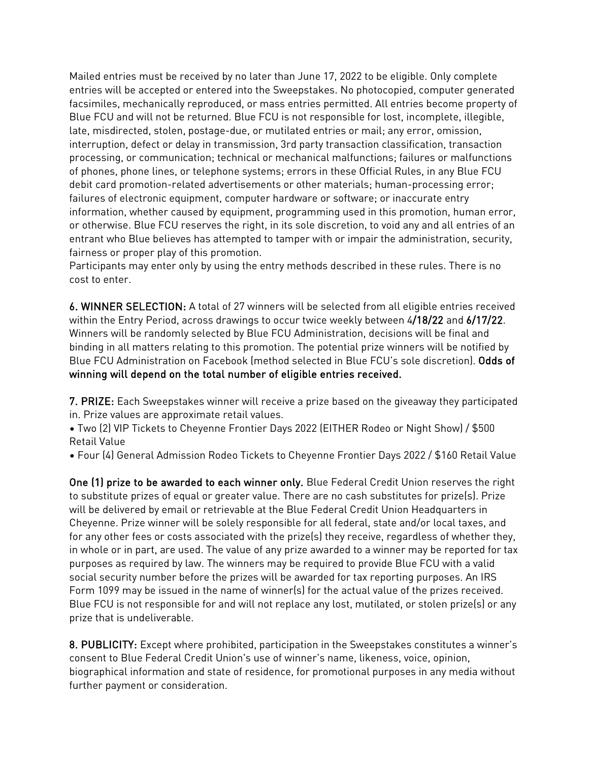Mailed entries must be received by no later than June 17, 2022 to be eligible. Only complete entries will be accepted or entered into the Sweepstakes. No photocopied, computer generated facsimiles, mechanically reproduced, or mass entries permitted. All entries become property of Blue FCU and will not be returned. Blue FCU is not responsible for lost, incomplete, illegible, late, misdirected, stolen, postage-due, or mutilated entries or mail; any error, omission, interruption, defect or delay in transmission, 3rd party transaction classification, transaction processing, or communication; technical or mechanical malfunctions; failures or malfunctions of phones, phone lines, or telephone systems; errors in these Official Rules, in any Blue FCU debit card promotion-related advertisements or other materials; human-processing error; failures of electronic equipment, computer hardware or software; or inaccurate entry information, whether caused by equipment, programming used in this promotion, human error, or otherwise. Blue FCU reserves the right, in its sole discretion, to void any and all entries of an entrant who Blue believes has attempted to tamper with or impair the administration, security, fairness or proper play of this promotion.
Participants may enter only by using the entry methods described in these rules. There is no cost to enter.

**6. WINNER SELECTION:** A total of 27 winners will be selected from all eligible entries received within the Entry Period, across drawings to occur twice weekly between 4**/18/22** and **6/17/22**. Winners will be randomly selected by Blue FCU Administration, decisions will be final and binding in all matters relating to this promotion. The potential prize winners will be notified by Blue FCU Administration on Facebook (method selected in Blue FCU's sole discretion). **Odds of winning will depend on the total number of eligible entries received.**

**7. PRIZE:** Each Sweepstakes winner will receive a prize based on the giveaway they participated in. Prize values are approximate retail values.

- Two (2) VIP Tickets to Cheyenne Frontier Days 2022 (EITHER Rodeo or Night Show) / $500 Retail Value
- Four (4) General Admission Rodeo Tickets to Cheyenne Frontier Days 2022 / $160 Retail Value

**One (1) prize to be awarded to each winner only.** Blue Federal Credit Union reserves the right to substitute prizes of equal or greater value. There are no cash substitutes for prize(s). Prize will be delivered by email or retrievable at the Blue Federal Credit Union Headquarters in Cheyenne. Prize winner will be solely responsible for all federal, state and/or local taxes, and for any other fees or costs associated with the prize(s) they receive, regardless of whether they, in whole or in part, are used. The value of any prize awarded to a winner may be reported for tax purposes as required by law. The winners may be required to provide Blue FCU with a valid social security number before the prizes will be awarded for tax reporting purposes. An IRS Form 1099 may be issued in the name of winner(s) for the actual value of the prizes received. Blue FCU is not responsible for and will not replace any lost, mutilated, or stolen prize(s) or any prize that is undeliverable.

**8. PUBLICITY:** Except where prohibited, participation in the Sweepstakes constitutes a winner's consent to Blue Federal Credit Union's use of winner's name, likeness, voice, opinion, biographical information and state of residence, for promotional purposes in any media without further payment or consideration.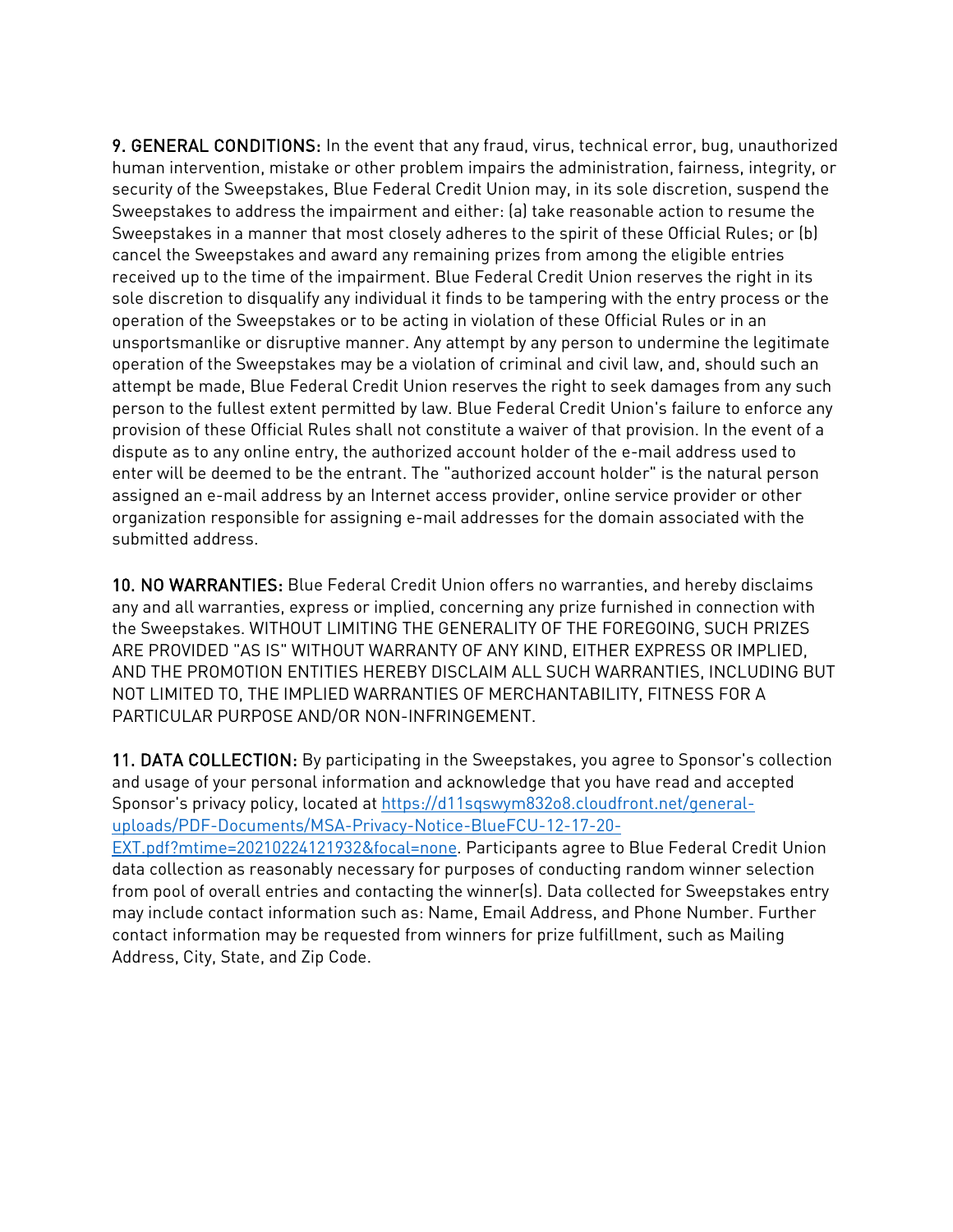**9. GENERAL CONDITIONS:** In the event that any fraud, virus, technical error, bug, unauthorized human intervention, mistake or other problem impairs the administration, fairness, integrity, or security of the Sweepstakes, Blue Federal Credit Union may, in its sole discretion, suspend the Sweepstakes to address the impairment and either: (a) take reasonable action to resume the Sweepstakes in a manner that most closely adheres to the spirit of these Official Rules; or (b) cancel the Sweepstakes and award any remaining prizes from among the eligible entries received up to the time of the impairment. Blue Federal Credit Union reserves the right in its sole discretion to disqualify any individual it finds to be tampering with the entry process or the operation of the Sweepstakes or to be acting in violation of these Official Rules or in an unsportsmanlike or disruptive manner. Any attempt by any person to undermine the legitimate operation of the Sweepstakes may be a violation of criminal and civil law, and, should such an attempt be made, Blue Federal Credit Union reserves the right to seek damages from any such person to the fullest extent permitted by law. Blue Federal Credit Union's failure to enforce any provision of these Official Rules shall not constitute a waiver of that provision. In the event of a dispute as to any online entry, the authorized account holder of the e-mail address used to enter will be deemed to be the entrant. The "authorized account holder" is the natural person assigned an e-mail address by an Internet access provider, online service provider or other organization responsible for assigning e-mail addresses for the domain associated with the submitted address.

**10. NO WARRANTIES:** Blue Federal Credit Union offers no warranties, and hereby disclaims any and all warranties, express or implied, concerning any prize furnished in connection with the Sweepstakes. WITHOUT LIMITING THE GENERALITY OF THE FOREGOING, SUCH PRIZES ARE PROVIDED "AS IS" WITHOUT WARRANTY OF ANY KIND, EITHER EXPRESS OR IMPLIED, AND THE PROMOTION ENTITIES HEREBY DISCLAIM ALL SUCH WARRANTIES, INCLUDING BUT NOT LIMITED TO, THE IMPLIED WARRANTIES OF MERCHANTABILITY, FITNESS FOR A PARTICULAR PURPOSE AND/OR NON-INFRINGEMENT.

**11. DATA COLLECTION:** By participating in the Sweepstakes, you agree to Sponsor's collection and usage of your personal information and acknowledge that you have read and accepted Sponsor's privacy policy, located at [https://d11sqswym832o8.cloudfront.net/general-uploads/PDF-Documents/MSA-Privacy-Notice-BlueFCU-12-17-20-EXT.pdf?mtime=20210224121932&focal=none](https://d11sqswym832o8.cloudfront.net/general-uploads/PDF-Documents/MSA-Privacy-Notice-BlueFCU-12-17-20-EXT.pdf?mtime=20210224121932&focal=none). Participants agree to Blue Federal Credit Union data collection as reasonably necessary for purposes of conducting random winner selection from pool of overall entries and contacting the winner(s). Data collected for Sweepstakes entry may include contact information such as: Name, Email Address, and Phone Number. Further contact information may be requested from winners for prize fulfillment, such as Mailing Address, City, State, and Zip Code.